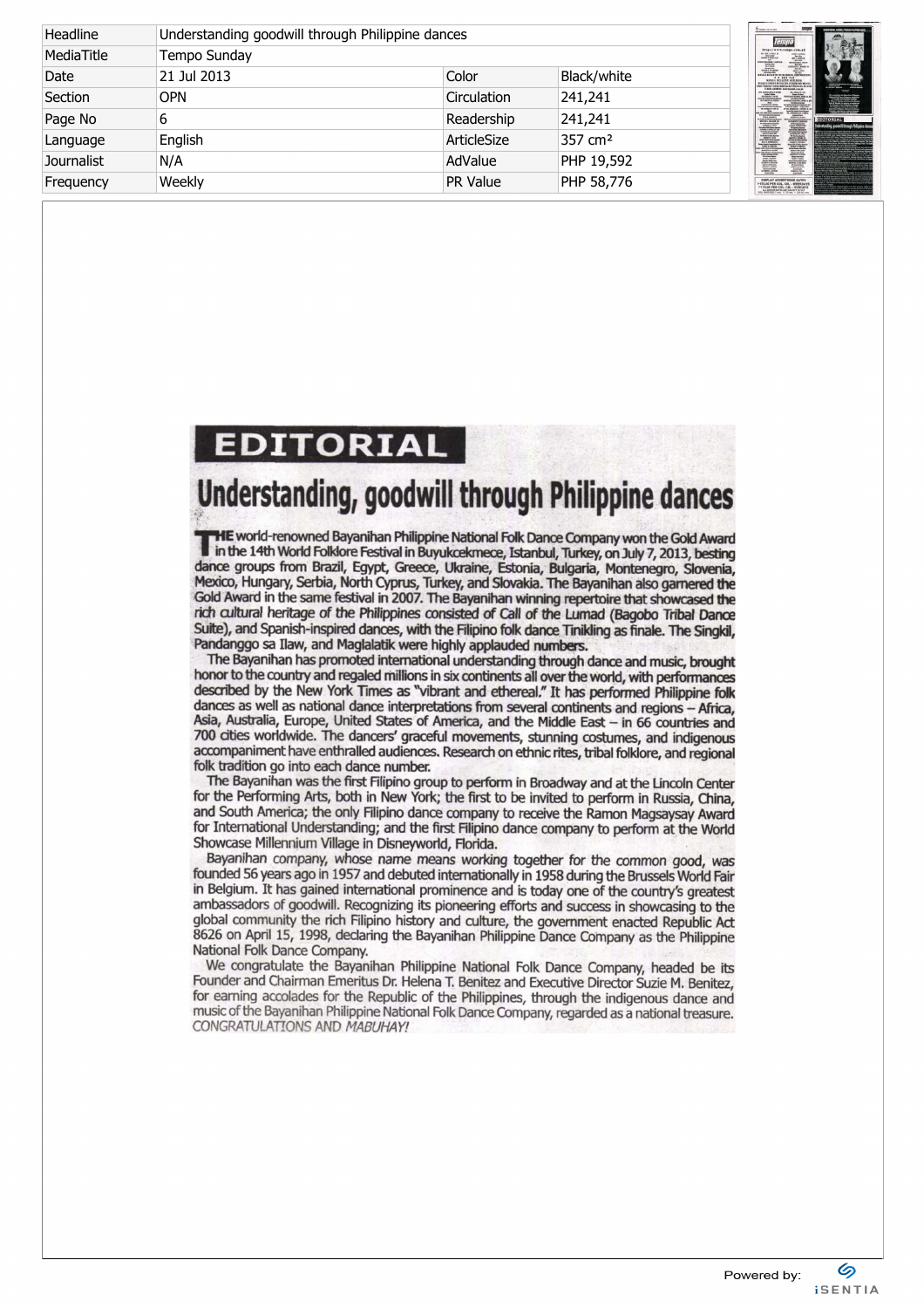| Headline | Understanding goodwill through Philippine dances | | |
| --- | --- | --- | --- |
| MediaTitle | Tempo Sunday | | |
| Date | 21 Jul 2013 | Color | Black/white |
| Section | OPN | Circulation | 241,241 |
| Page No | 6 | Readership | 241,241 |
| Language | English | ArticleSize | 357 cm² |
| Journalist | N/A | AdValue | PHP 19,592 |
| Frequency | Weekly | PR Value | PHP 58,776 |

# EDITORIAL

## Understanding, goodwill through Philippine dances

THE world-renowned Bayanihan Philippine National Folk Dance Company won the Gold Award in the 14th World Folklore Festival in Buyukcekmece, Istanbul, Turkey, on July 7, 2013, besting dance groups from Brazil, Egypt, Greece, Ukraine, Estonia, Bulgaria, Montenegro, Slovenia, Mexico, Hungary, Serbia, North Cyprus, Turkey, and Slovakia. The Bayanihan also garnered the Gold Award in the same festival in 2007. The Bayanihan winning repertoire that showcased the rich cultural heritage of the Philippines consisted of Call of the Lumad (Bagobo Tribal Dance Suite), and Spanish-inspired dances, with the Filipino folk dance Tinikling as finale. The Singkil, Pandanggo sa Ilaw, and Maglalatik were highly applauded numbers.

The Bayanihan has promoted international understanding through dance and music, brought honor to the country and regaled millions in six continents all over the world, with performances described by the New York Times as "vibrant and ethereal." It has performed Philippine folk dances as well as national dance interpretations from several continents and regions – Africa, Asia, Australia, Europe, United States of America, and the Middle East – in 66 countries and 700 cities worldwide. The dancers' graceful movements, stunning costumes, and indigenous accompaniment have enthralled audiences. Research on ethnic rites, tribal folklore, and regional folk tradition go into each dance number.

The Bayanihan was the first Filipino group to perform in Broadway and at the Lincoln Center for the Performing Arts, both in New York; the first to be invited to perform in Russia, China, and South America; the only Filipino dance company to receive the Ramon Magsaysay Award for International Understanding; and the first Filipino dance company to perform at the World Showcase Millennium Village in Disneyworld, Florida.

Bayanihan company, whose name means working together for the common good, was founded 56 years ago in 1957 and debuted internationally in 1958 during the Brussels World Fair in Belgium. It has gained international prominence and is today one of the country's greatest ambassadors of goodwill. Recognizing its pioneering efforts and success in showcasing to the global community the rich Filipino history and culture, the government enacted Republic Act 8626 on April 15, 1998, declaring the Bayanihan Philippine Dance Company as the Philippine National Folk Dance Company.

We congratulate the Bayanihan Philippine National Folk Dance Company, headed be its Founder and Chairman Emeritus Dr. Helena T. Benitez and Executive Director Suzie M. Benitez, for earning accolades for the Republic of the Philippines, through the indigenous dance and music of the Bayanihan Philippine National Folk Dance Company, regarded as a national treasure. CONGRATULATIONS AND *MABUHAY!*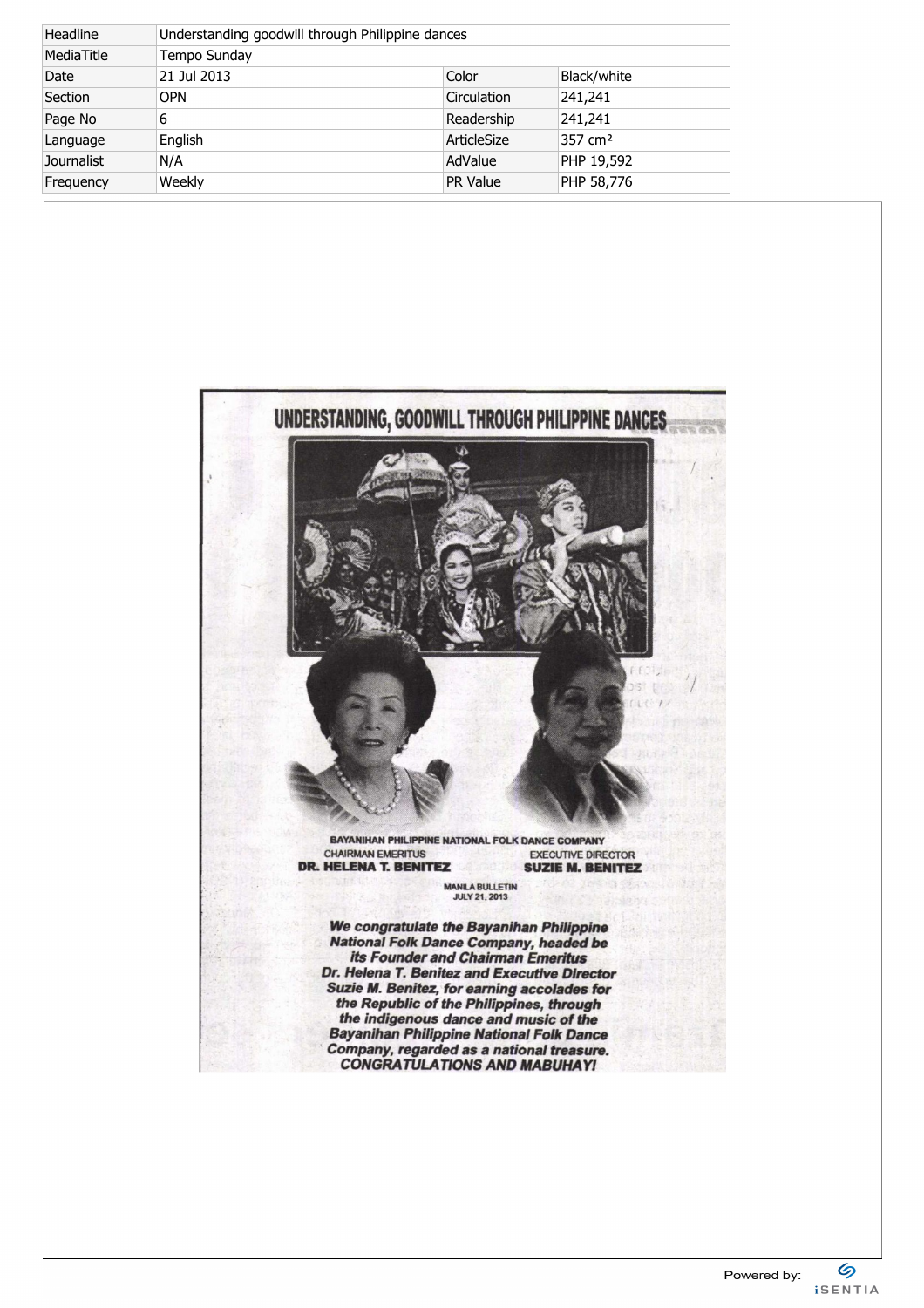| | | | |
|---|---|---|---|
| Headline | Understanding goodwill through Philippine dances | | |
| MediaTitle | Tempo Sunday | | |
| Date | 21 Jul 2013 | Color | Black/white |
| Section | OPN | Circulation | 241,241 |
| Page No | 6 | Readership | 241,241 |
| Language | English | ArticleSize | 357 cm² |
| Journalist | N/A | AdValue | PHP 19,592 |
| Frequency | Weekly | PR Value | PHP 58,776 |

# UNDERSTANDING, GOODWILL THROUGH PHILIPPINE DANCES

BAYANIHAN PHILIPPINE NATIONAL FOLK DANCE COMPANY

CHAIRMAN EMERITUS
**DR. HELENA T. BENITEZ**

EXECUTIVE DIRECTOR
**SUZIE M. BENITEZ**

MANILA BULLETIN
JULY 21, 2013

***We congratulate the Bayanihan Philippine National Folk Dance Company, headed be its Founder and Chairman Emeritus Dr. Helena T. Benitez and Executive Director Suzie M. Benitez, for earning accolades for the Republic of the Philippines, through the indigenous dance and music of the Bayanihan Philippine National Folk Dance Company, regarded as a national treasure. CONGRATULATIONS AND MABUHAY!***